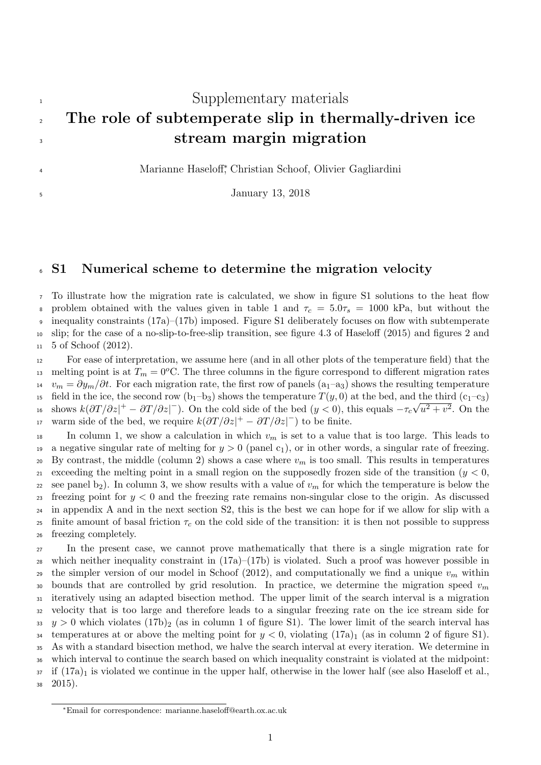Supplementary materials

# The role of subtemperate slip in thermally-driven ice stream margin migration

Marianne Haseloff[*], Christian Schoof, Olivier Gagliardini

January 13, 2018

## S1 Numerical scheme to determine the migration velocity

To illustrate how the migration rate is calculated, we show in figure S1 solutions to the heat flow problem obtained with the values given in table 1 and $\tau_c = 5.0\tau_s = 1000$ kPa, but without the inequality constraints (17a)–(17b) imposed. Figure S1 deliberately focuses on flow with subtemperate slip; for the case of a no-slip-to-free-slip transition, see figure 4.3 of Haseloff (2015) and figures 2 and 5 of Schoof (2012).

For ease of interpretation, we assume here (and in all other plots of the temperature field) that the melting point is at $T_m = 0^o$C. The three columns in the figure correspond to different migration rates $v_m = \partial y_m/\partial t$. For each migration rate, the first row of panels ($a_1$–$a_3$) shows the resulting temperature field in the ice, the second row ($b_1$–$b_3$) shows the temperature $T(y, 0)$ at the bed, and the third ($c_1$–$c_3$) shows $k(\partial T/\partial z|^+ - \partial T/\partial z|^-)$. On the cold side of the bed ($y < 0$), this equals $-\tau_c\sqrt{u^2 + v^2}$. On the warm side of the bed, we require $k(\partial T/\partial z|^+ - \partial T/\partial z|^-)$ to be finite.

In column 1, we show a calculation in which $v_m$ is set to a value that is too large. This leads to a negative singular rate of melting for $y > 0$ (panel $c_1$), or in other words, a singular rate of freezing. By contrast, the middle (column 2) shows a case where $v_m$ is too small. This results in temperatures exceeding the melting point in a small region on the supposedly frozen side of the transition ($y < 0$, see panel $b_2$). In column 3, we show results with a value of $v_m$ for which the temperature is below the freezing point for $y < 0$ and the freezing rate remains non-singular close to the origin. As discussed in appendix A and in the next section S2, this is the best we can hope for if we allow for slip with a finite amount of basal friction $\tau_c$ on the cold side of the transition: it is then not possible to suppress freezing completely.

In the present case, we cannot prove mathematically that there is a single migration rate for which neither inequality constraint in (17a)–(17b) is violated. Such a proof was however possible in the simpler version of our model in Schoof (2012), and computationally we find a unique $v_m$ within bounds that are controlled by grid resolution. In practice, we determine the migration speed $v_m$ iteratively using an adapted bisection method. The upper limit of the search interval is a migration velocity that is too large and therefore leads to a singular freezing rate on the ice stream side for $y > 0$ which violates $(17b)_2$ (as in column 1 of figure S1). The lower limit of the search interval has temperatures at or above the melting point for $y < 0$, violating $(17a)_1$ (as in column 2 of figure S1). As with a standard bisection method, we halve the search interval at every iteration. We determine in which interval to continue the search based on which inequality constraint is violated at the midpoint: if $(17a)_1$ is violated we continue in the upper half, otherwise in the lower half (see also Haseloff et al., 2015).

[*]Email for correspondence: marianne.haseloff@earth.ox.ac.uk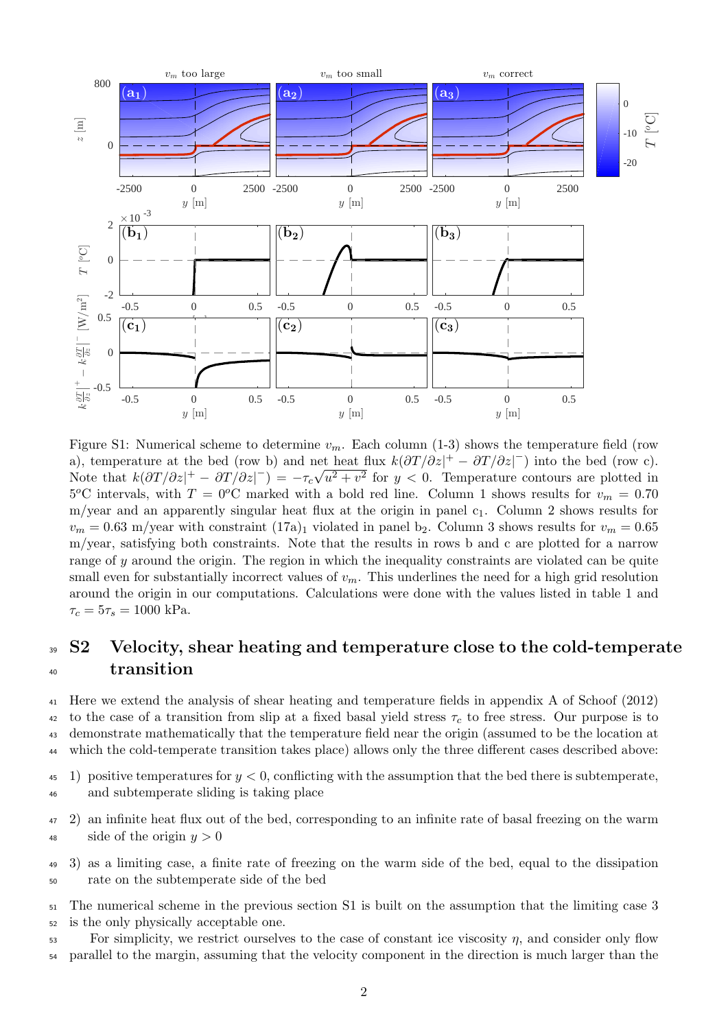Figure S1: Numerical scheme to determine $v_m$. Each column (1-3) shows the temperature field (row a), temperature at the bed (row b) and net heat flux $k(\partial T/\partial z|^+ - \partial T/\partial z|^-)$ into the bed (row c). Note that $k(\partial T/\partial z|^+ - \partial T/\partial z|^-) = -\tau_c\sqrt{u^2+v^2}$ for $y < 0$. Temperature contours are plotted in $5^o$C intervals, with $T = 0^o$C marked with a bold red line. Column 1 shows results for $v_m = 0.70$ m/year and an apparently singular heat flux at the origin in panel $c_1$. Column 2 shows results for $v_m = 0.63$ m/year with constraint $(17a)_1$ violated in panel $b_2$. Column 3 shows results for $v_m = 0.65$ m/year, satisfying both constraints. Note that the results in rows b and c are plotted for a narrow range of $y$ around the origin. The region in which the inequality constraints are violated can be quite small even for substantially incorrect values of $v_m$. This underlines the need for a high grid resolution around the origin in our computations. Calculations were done with the values listed in table 1 and $\tau_c = 5\tau_s = 1000$ kPa.

## S2 Velocity, shear heating and temperature close to the cold-temperate transition

Here we extend the analysis of shear heating and temperature fields in appendix A of Schoof (2012) to the case of a transition from slip at a fixed basal yield stress $\tau_c$ to free stress. Our purpose is to demonstrate mathematically that the temperature field near the origin (assumed to be the location at which the cold-temperate transition takes place) allows only the three different cases described above:

1) positive temperatures for $y < 0$, conflicting with the assumption that the bed there is subtemperate, and subtemperate sliding is taking place

2) an infinite heat flux out of the bed, corresponding to an infinite rate of basal freezing on the warm side of the origin $y > 0$

3) as a limiting case, a finite rate of freezing on the warm side of the bed, equal to the dissipation rate on the subtemperate side of the bed

The numerical scheme in the previous section S1 is built on the assumption that the limiting case 3 is the only physically acceptable one.

For simplicity, we restrict ourselves to the case of constant ice viscosity $\eta$, and consider only flow parallel to the margin, assuming that the velocity component in the direction is much larger than the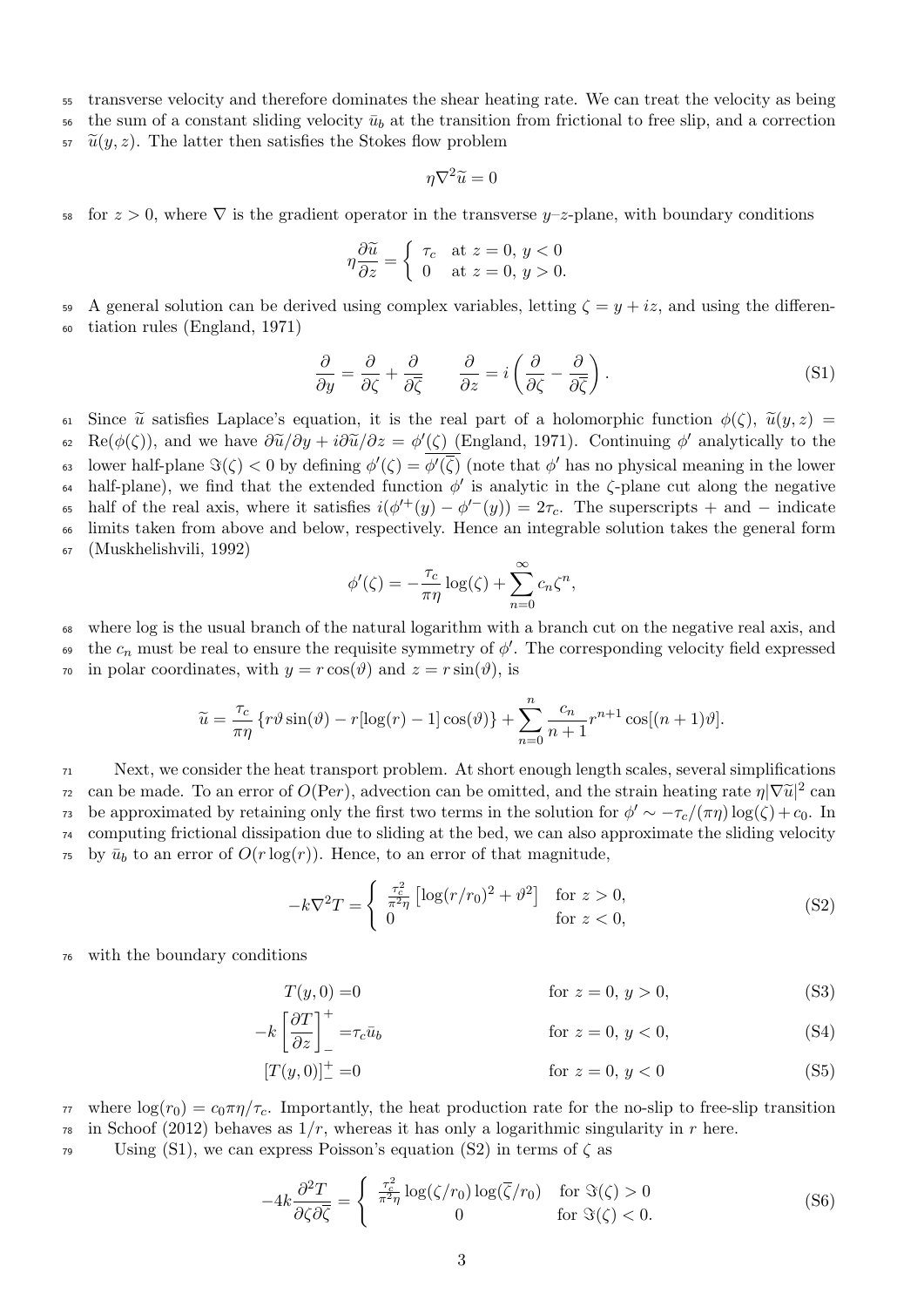transverse velocity and therefore dominates the shear heating rate. We can treat the velocity as being the sum of a constant sliding velocity $\bar{u}_b$ at the transition from frictional to free slip, and a correction $\widetilde{u}(y,z)$. The latter then satisfies the Stokes flow problem

$$\eta \nabla^2 \widetilde{u} = 0$$

for $z > 0$, where $\nabla$ is the gradient operator in the transverse $y$–$z$-plane, with boundary conditions

$$\eta \frac{\partial \widetilde{u}}{\partial z} = \begin{cases} \tau_c & \text{at } z = 0,\ y < 0 \\ 0 & \text{at } z = 0,\ y > 0. \end{cases}$$

A general solution can be derived using complex variables, letting $\zeta = y + iz$, and using the differentiation rules (England, 1971)

$$\frac{\partial}{\partial y} = \frac{\partial}{\partial \zeta} + \frac{\partial}{\partial \overline{\zeta}} \qquad \frac{\partial}{\partial z} = i\left(\frac{\partial}{\partial \zeta} - \frac{\partial}{\partial \overline{\zeta}}\right). \tag{S1}$$

Since $\widetilde{u}$ satisfies Laplace's equation, it is the real part of a holomorphic function $\phi(\zeta)$, $\widetilde{u}(y,z) = \mathrm{Re}(\phi(\zeta))$, and we have $\partial\widetilde{u}/\partial y + i\partial\widetilde{u}/\partial z = \overline{\phi'(\zeta)}$ (England, 1971). Continuing $\phi'$ analytically to the lower half-plane $\Im(\zeta) < 0$ by defining $\phi'(\zeta) = \overline{\phi'(\overline{\zeta})}$ (note that $\phi'$ has no physical meaning in the lower half-plane), we find that the extended function $\phi'$ is analytic in the $\zeta$-plane cut along the negative half of the real axis, where it satisfies $i(\phi'^{+}(y) - \phi'^{-}(y)) = 2\tau_c$. The superscripts + and − indicate limits taken from above and below, respectively. Hence an integrable solution takes the general form (Muskhelishvili, 1992)

$$\phi'(\zeta) = -\frac{\tau_c}{\pi\eta}\log(\zeta) + \sum_{n=0}^{\infty} c_n \zeta^n,$$

where log is the usual branch of the natural logarithm with a branch cut on the negative real axis, and the $c_n$ must be real to ensure the requisite symmetry of $\phi'$. The corresponding velocity field expressed in polar coordinates, with $y = r\cos(\vartheta)$ and $z = r\sin(\vartheta)$, is

$$\widetilde{u} = \frac{\tau_c}{\pi\eta}\left\{r\vartheta\sin(\vartheta) - r[\log(r) - 1]\cos(\vartheta)\right\} + \sum_{n=0}^{n} \frac{c_n}{n+1} r^{n+1}\cos[(n+1)\vartheta].$$

Next, we consider the heat transport problem. At short enough length scales, several simplifications can be made. To an error of $O(\mathrm{Pe}r)$, advection can be omitted, and the strain heating rate $\eta|\nabla\widetilde{u}|^2$ can be approximated by retaining only the first two terms in the solution for $\phi' \sim -\tau_c/(\pi\eta)\log(\zeta) + c_0$. In computing frictional dissipation due to sliding at the bed, we can also approximate the sliding velocity by $\bar{u}_b$ to an error of $O(r\log(r))$. Hence, to an error of that magnitude,

$$-k\nabla^2 T = \begin{cases} \frac{\tau_c^2}{\pi^2\eta}\left[\log(r/r_0)^2 + \vartheta^2\right] & \text{for } z > 0, \\ 0 & \text{for } z < 0, \end{cases} \tag{S2}$$

with the boundary conditions

$$T(y,0) = 0 \qquad \text{for } z = 0,\ y > 0, \tag{S3}$$

$$-k\left[\frac{\partial T}{\partial z}\right]_{-}^{+} = \tau_c \bar{u}_b \qquad \text{for } z = 0,\ y < 0, \tag{S4}$$

$$[T(y,0)]_{-}^{+} = 0 \qquad \text{for } z = 0,\ y < 0 \tag{S5}$$

where $\log(r_0) = c_0\pi\eta/\tau_c$. Importantly, the heat production rate for the no-slip to free-slip transition in Schoof (2012) behaves as $1/r$, whereas it has only a logarithmic singularity in $r$ here.

Using (S1), we can express Poisson's equation (S2) in terms of $\zeta$ as

$$-4k\frac{\partial^2 T}{\partial\zeta\partial\overline{\zeta}} = \begin{cases} \frac{\tau_c^2}{\pi^2\eta}\log(\zeta/r_0)\log(\overline{\zeta}/r_0) & \text{for } \Im(\zeta) > 0 \\ 0 & \text{for } \Im(\zeta) < 0. \end{cases} \tag{S6}$$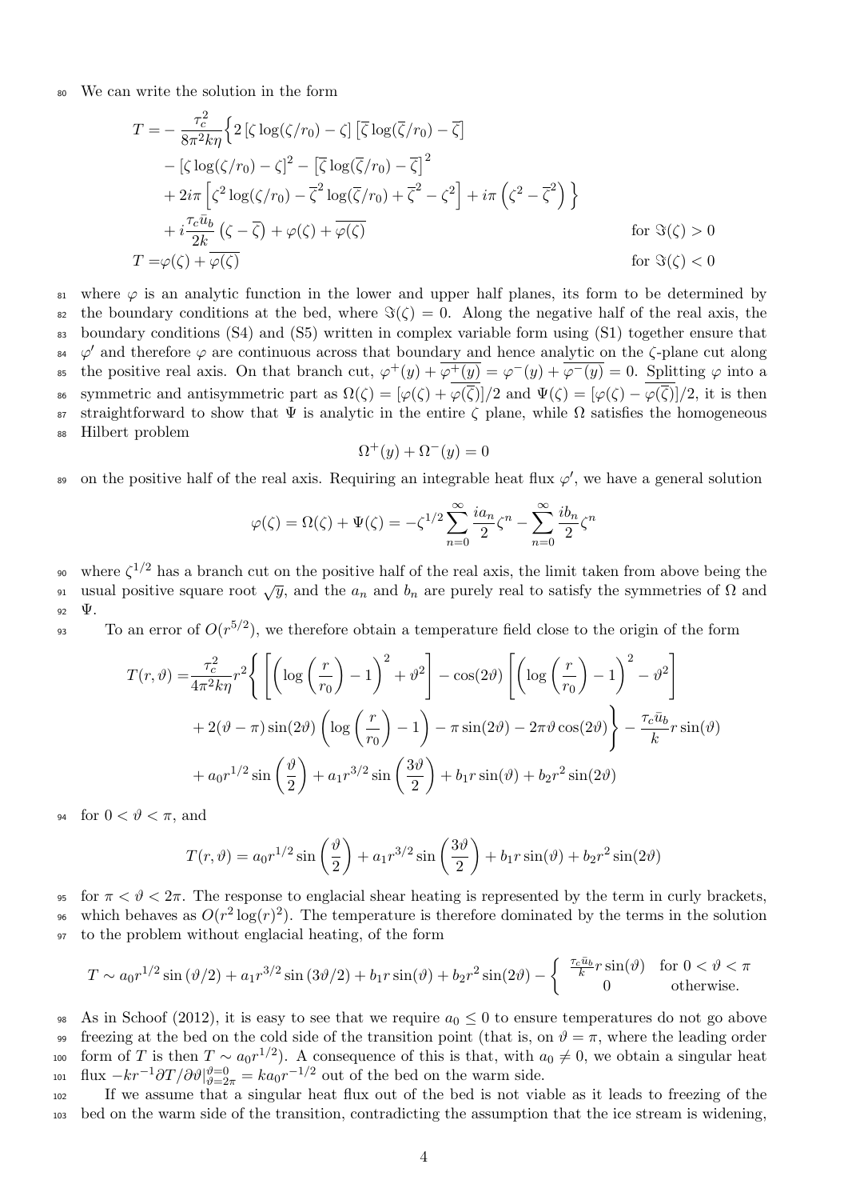We can write the solution in the form

$$
\begin{aligned}
T = &-\frac{\tau_c^2}{8\pi^2 k\eta}\Big\{2\left[\zeta\log(\zeta/r_0)-\zeta\right]\left[\overline{\zeta}\log(\overline{\zeta}/r_0)-\overline{\zeta}\right] \\
&-\left[\zeta\log(\zeta/r_0)-\zeta\right]^2-\left[\overline{\zeta}\log(\overline{\zeta}/r_0)-\overline{\zeta}\right]^2 \\
&+2i\pi\left[\zeta^2\log(\zeta/r_0)-\overline{\zeta}^2\log(\overline{\zeta}/r_0)+\overline{\zeta}^2-\zeta^2\right]+i\pi\left(\zeta^2-\overline{\zeta}^2\right)\Big\} \\
&+i\frac{\tau_c\bar{u}_b}{2k}\left(\zeta-\overline{\zeta}\right)+\varphi(\zeta)+\overline{\varphi(\zeta)} \qquad \text{for } \Im(\zeta)>0 \\
T =&\varphi(\zeta)+\overline{\varphi(\zeta)} \qquad \text{for } \Im(\zeta)<0
\end{aligned}
$$

where $\varphi$ is an analytic function in the lower and upper half planes, its form to be determined by the boundary conditions at the bed, where $\Im(\zeta)=0$. Along the negative half of the real axis, the boundary conditions (S4) and (S5) written in complex variable form using (S1) together ensure that $\varphi'$ and therefore $\varphi$ are continuous across that boundary and hence analytic on the $\zeta$-plane cut along the positive real axis. On that branch cut, $\varphi^+(y)+\overline{\varphi^+(y)}=\varphi^-(y)+\overline{\varphi^-(y)}=0$. Splitting $\varphi$ into a symmetric and antisymmetric part as $\Omega(\zeta)=[\varphi(\zeta)+\overline{\varphi(\overline{\zeta})}]/2$ and $\Psi(\zeta)=[\varphi(\zeta)-\overline{\varphi(\overline{\zeta})}]/2$, it is then straightforward to show that $\Psi$ is analytic in the entire $\zeta$ plane, while $\Omega$ satisfies the homogeneous Hilbert problem

$$
\Omega^+(y)+\Omega^-(y)=0
$$

on the positive half of the real axis. Requiring an integrable heat flux $\varphi'$, we have a general solution

$$
\varphi(\zeta)=\Omega(\zeta)+\Psi(\zeta)=-\zeta^{1/2}\sum_{n=0}^{\infty}\frac{ia_n}{2}\zeta^n-\sum_{n=0}^{\infty}\frac{ib_n}{2}\zeta^n
$$

where $\zeta^{1/2}$ has a branch cut on the positive half of the real axis, the limit taken from above being the usual positive square root $\sqrt{y}$, and the $a_n$ and $b_n$ are purely real to satisfy the symmetries of $\Omega$ and $\Psi$.

To an error of $O(r^{5/2})$, we therefore obtain a temperature field close to the origin of the form

$$
\begin{aligned}
T(r,\vartheta)=&\frac{\tau_c^2}{4\pi^2 k\eta}r^2\Bigg\{\left[\left(\log\left(\frac{r}{r_0}\right)-1\right)^2+\vartheta^2\right]-\cos(2\vartheta)\left[\left(\log\left(\frac{r}{r_0}\right)-1\right)^2-\vartheta^2\right] \\
&+2(\vartheta-\pi)\sin(2\vartheta)\left(\log\left(\frac{r}{r_0}\right)-1\right)-\pi\sin(2\vartheta)-2\pi\vartheta\cos(2\vartheta)\Bigg\}-\frac{\tau_c\bar{u}_b}{k}r\sin(\vartheta) \\
&+a_0r^{1/2}\sin\left(\frac{\vartheta}{2}\right)+a_1r^{3/2}\sin\left(\frac{3\vartheta}{2}\right)+b_1r\sin(\vartheta)+b_2r^2\sin(2\vartheta)
\end{aligned}
$$

for $0<\vartheta<\pi$, and

$$
T(r,\vartheta)=a_0r^{1/2}\sin\left(\frac{\vartheta}{2}\right)+a_1r^{3/2}\sin\left(\frac{3\vartheta}{2}\right)+b_1r\sin(\vartheta)+b_2r^2\sin(2\vartheta)
$$

for $\pi<\vartheta<2\pi$. The response to englacial shear heating is represented by the term in curly brackets, which behaves as $O(r^2\log(r)^2)$. The temperature is therefore dominated by the terms in the solution to the problem without englacial heating, of the form

$$
T\sim a_0r^{1/2}\sin(\vartheta/2)+a_1r^{3/2}\sin(3\vartheta/2)+b_1r\sin(\vartheta)+b_2r^2\sin(2\vartheta)-\begin{cases}\frac{\tau_c\bar{u}_b}{k}r\sin(\vartheta) & \text{for } 0<\vartheta<\pi\\ 0 & \text{otherwise.}\end{cases}
$$

As in Schoof (2012), it is easy to see that we require $a_0\leq 0$ to ensure temperatures do not go above freezing at the bed on the cold side of the transition point (that is, on $\vartheta=\pi$, where the leading order form of $T$ is then $T\sim a_0r^{1/2}$). A consequence of this is that, with $a_0\neq 0$, we obtain a singular heat flux $-kr^{-1}\partial T/\partial\vartheta|_{\vartheta=2\pi}^{\vartheta=0}=ka_0r^{-1/2}$ out of the bed on the warm side.

If we assume that a singular heat flux out of the bed is not viable as it leads to freezing of the bed on the warm side of the transition, contradicting the assumption that the ice stream is widening,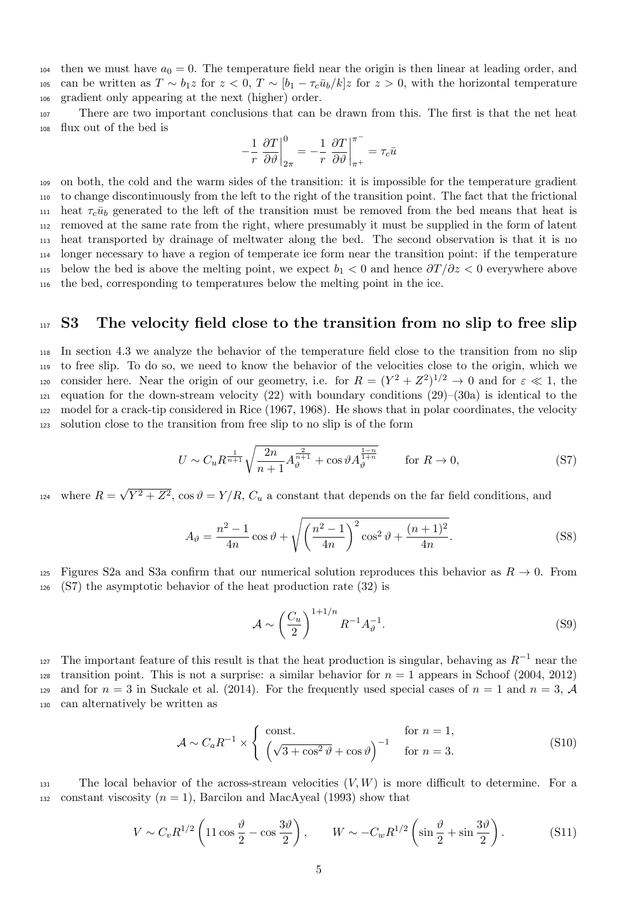then we must have $a_0 = 0$. The temperature field near the origin is then linear at leading order, and can be written as $T \sim b_1 z$ for $z < 0$, $T \sim [b_1 - \tau_c \bar{u}_b / k] z$ for $z > 0$, with the horizontal temperature gradient only appearing at the next (higher) order.

There are two important conclusions that can be drawn from this. The first is that the net heat flux out of the bed is

$$-\frac{1}{r}\left.\frac{\partial T}{\partial \vartheta}\right|_{2\pi}^{0} = -\frac{1}{r}\left.\frac{\partial T}{\partial \vartheta}\right|_{\pi^+}^{\pi^-} = \tau_c \bar{u}$$

on both, the cold and the warm sides of the transition: it is impossible for the temperature gradient to change discontinuously from the left to the right of the transition point. The fact that the frictional heat $\tau_c \bar{u}_b$ generated to the left of the transition must be removed from the bed means that heat is removed at the same rate from the right, where presumably it must be supplied in the form of latent heat transported by drainage of meltwater along the bed. The second observation is that it is no longer necessary to have a region of temperate ice form near the transition point: if the temperature below the bed is above the melting point, we expect $b_1 < 0$ and hence $\partial T / \partial z < 0$ everywhere above the bed, corresponding to temperatures below the melting point in the ice.

## S3 The velocity field close to the transition from no slip to free slip

In section 4.3 we analyze the behavior of the temperature field close to the transition from no slip to free slip. To do so, we need to know the behavior of the velocities close to the origin, which we consider here. Near the origin of our geometry, i.e. for $R = (Y^2 + Z^2)^{1/2} \to 0$ and for $\varepsilon \ll 1$, the equation for the down-stream velocity (22) with boundary conditions (29)–(30a) is identical to the model for a crack-tip considered in Rice (1967, 1968). He shows that in polar coordinates, the velocity solution close to the transition from free slip to no slip is of the form

$$U \sim C_u R^{\frac{1}{n+1}} \sqrt{\frac{2n}{n+1} A_\vartheta^{\frac{2}{n+1}} + \cos\vartheta A_\vartheta^{\frac{1-n}{1+n}}} \qquad \text{for } R \to 0, \tag{S7}$$

where $R = \sqrt{Y^2 + Z^2}$, $\cos\vartheta = Y/R$, $C_u$ a constant that depends on the far field conditions, and

$$A_\vartheta = \frac{n^2-1}{4n}\cos\vartheta + \sqrt{\left(\frac{n^2-1}{4n}\right)^2 \cos^2\vartheta + \frac{(n+1)^2}{4n}}. \tag{S8}$$

Figures S2a and S3a confirm that our numerical solution reproduces this behavior as $R \to 0$. From (S7) the asymptotic behavior of the heat production rate (32) is

$$\mathcal{A} \sim \left(\frac{C_u}{2}\right)^{1+1/n} R^{-1} A_\vartheta^{-1}. \tag{S9}$$

The important feature of this result is that the heat production is singular, behaving as $R^{-1}$ near the transition point. This is not a surprise: a similar behavior for $n = 1$ appears in Schoof (2004, 2012) and for $n = 3$ in Suckale et al. (2014). For the frequently used special cases of $n = 1$ and $n = 3$, $\mathcal{A}$ can alternatively be written as

$$\mathcal{A} \sim C_a R^{-1} \times \begin{cases} \text{const.} & \text{for } n = 1, \\ \left(\sqrt{3 + \cos^2\vartheta} + \cos\vartheta\right)^{-1} & \text{for } n = 3. \end{cases} \tag{S10}$$

The local behavior of the across-stream velocities $(V, W)$ is more difficult to determine. For a constant viscosity ($n = 1$), Barcilon and MacAyeal (1993) show that

$$V \sim C_v R^{1/2}\left(11\cos\frac{\vartheta}{2} - \cos\frac{3\vartheta}{2}\right), \qquad W \sim -C_w R^{1/2}\left(\sin\frac{\vartheta}{2} + \sin\frac{3\vartheta}{2}\right). \tag{S11}$$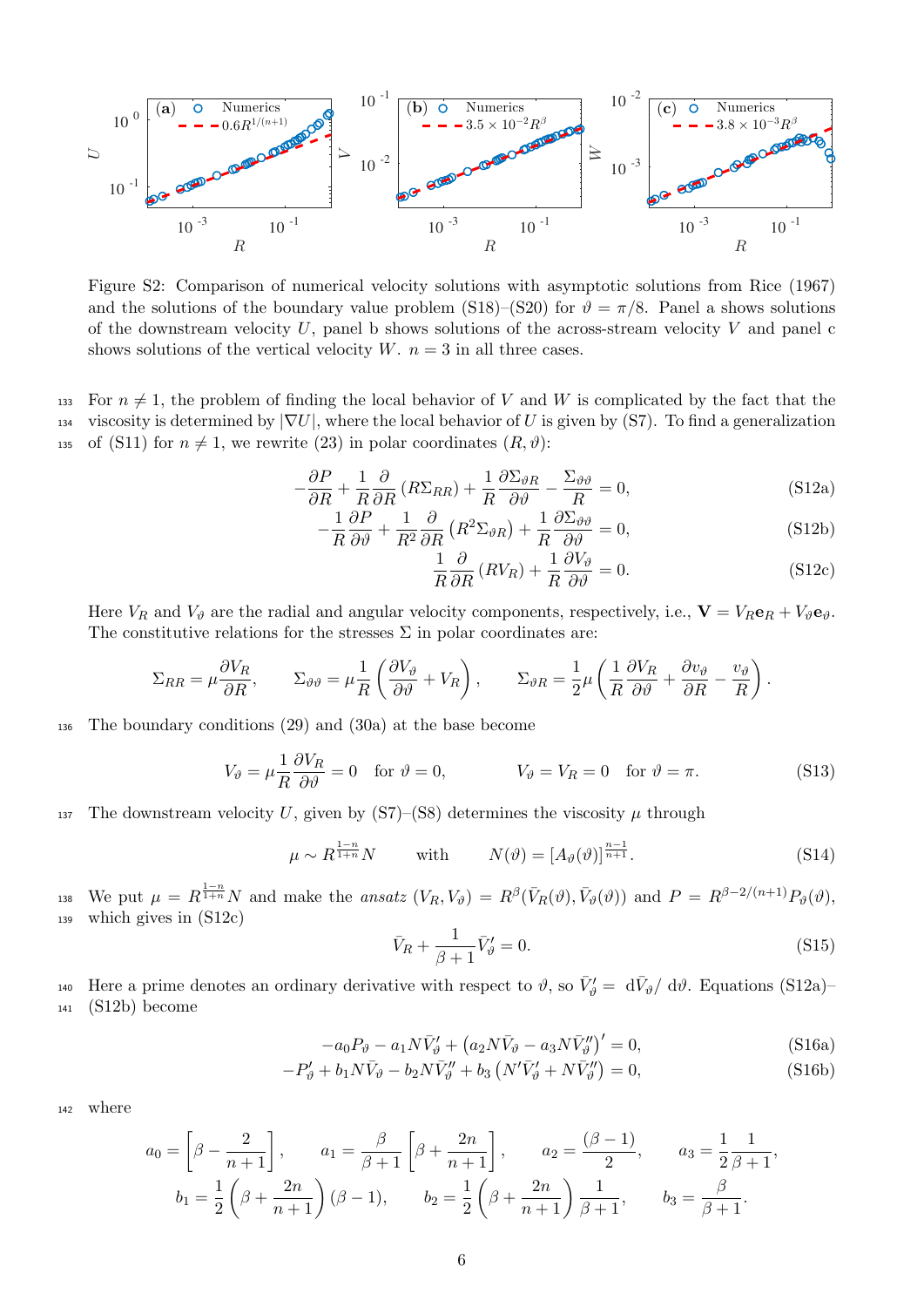Figure S2: Comparison of numerical velocity solutions with asymptotic solutions from Rice (1967) and the solutions of the boundary value problem (S18)–(S20) for $\vartheta = \pi/8$. Panel a shows solutions of the downstream velocity $U$, panel b shows solutions of the across-stream velocity $V$ and panel c shows solutions of the vertical velocity $W$. $n = 3$ in all three cases.

For $n \neq 1$, the problem of finding the local behavior of $V$ and $W$ is complicated by the fact that the viscosity is determined by $|\nabla U|$, where the local behavior of $U$ is given by (S7). To find a generalization of (S11) for $n \neq 1$, we rewrite (23) in polar coordinates $(R, \vartheta)$:

$$-\frac{\partial P}{\partial R} + \frac{1}{R}\frac{\partial}{\partial R}\left(R\Sigma_{RR}\right) + \frac{1}{R}\frac{\partial \Sigma_{\vartheta R}}{\partial \vartheta} - \frac{\Sigma_{\vartheta\vartheta}}{R} = 0, \tag{S12a}$$

$$-\frac{1}{R}\frac{\partial P}{\partial \vartheta} + \frac{1}{R^2}\frac{\partial}{\partial R}\left(R^2\Sigma_{\vartheta R}\right) + \frac{1}{R}\frac{\partial \Sigma_{\vartheta\vartheta}}{\partial \vartheta} = 0, \tag{S12b}$$

$$\frac{1}{R}\frac{\partial}{\partial R}\left(RV_R\right) + \frac{1}{R}\frac{\partial V_\vartheta}{\partial \vartheta} = 0. \tag{S12c}$$

Here $V_R$ and $V_\vartheta$ are the radial and angular velocity components, respectively, i.e., $\mathbf{V} = V_R\mathbf{e}_R + V_\vartheta\mathbf{e}_\vartheta$. The constitutive relations for the stresses $\Sigma$ in polar coordinates are:

$$\Sigma_{RR} = \mu\frac{\partial V_R}{\partial R}, \qquad \Sigma_{\vartheta\vartheta} = \mu\frac{1}{R}\left(\frac{\partial V_\vartheta}{\partial \vartheta} + V_R\right), \qquad \Sigma_{\vartheta R} = \frac{1}{2}\mu\left(\frac{1}{R}\frac{\partial V_R}{\partial \vartheta} + \frac{\partial v_\vartheta}{\partial R} - \frac{v_\vartheta}{R}\right).$$

The boundary conditions (29) and (30a) at the base become

$$V_\vartheta = \mu\frac{1}{R}\frac{\partial V_R}{\partial \vartheta} = 0 \quad \text{for } \vartheta = 0, \qquad\qquad V_\vartheta = V_R = 0 \quad \text{for } \vartheta = \pi. \tag{S13}$$

The downstream velocity $U$, given by (S7)–(S8) determines the viscosity $\mu$ through

$$\mu \sim R^{\frac{1-n}{1+n}} N \qquad \text{with} \qquad N(\vartheta) = \left[A_\vartheta(\vartheta)\right]^{\frac{n-1}{n+1}}. \tag{S14}$$

We put $\mu = R^{\frac{1-n}{1+n}} N$ and make the *ansatz* $(V_R, V_\vartheta) = R^\beta(\bar{V}_R(\vartheta), \bar{V}_\vartheta(\vartheta))$ and $P = R^{\beta - 2/(n+1)}P_\vartheta(\vartheta)$, which gives in (S12c)

$$\bar{V}_R + \frac{1}{\beta+1}\bar{V}_\vartheta' = 0. \tag{S15}$$

Here a prime denotes an ordinary derivative with respect to $\vartheta$, so $\bar{V}_\vartheta' = \,\mathrm{d}\bar{V}_\vartheta/\,\mathrm{d}\vartheta$. Equations (S12a)–(S12b) become

$$-a_0P_\vartheta - a_1N\bar{V}_\vartheta' + \left(a_2N\bar{V}_\vartheta - a_3N\bar{V}_\vartheta''\right)' = 0, \tag{S16a}$$

$$-P_\vartheta' + b_1N\bar{V}_\vartheta - b_2N\bar{V}_\vartheta'' + b_3\left(N'\bar{V}_\vartheta' + N\bar{V}_\vartheta''\right) = 0, \tag{S16b}$$

where

$$a_0 = \left[\beta - \frac{2}{n+1}\right], \qquad a_1 = \frac{\beta}{\beta+1}\left[\beta + \frac{2n}{n+1}\right], \qquad a_2 = \frac{(\beta-1)}{2}, \qquad a_3 = \frac{1}{2}\frac{1}{\beta+1},$$

$$b_1 = \frac{1}{2}\left(\beta + \frac{2n}{n+1}\right)(\beta - 1), \qquad b_2 = \frac{1}{2}\left(\beta + \frac{2n}{n+1}\right)\frac{1}{\beta+1}, \qquad b_3 = \frac{\beta}{\beta+1}.$$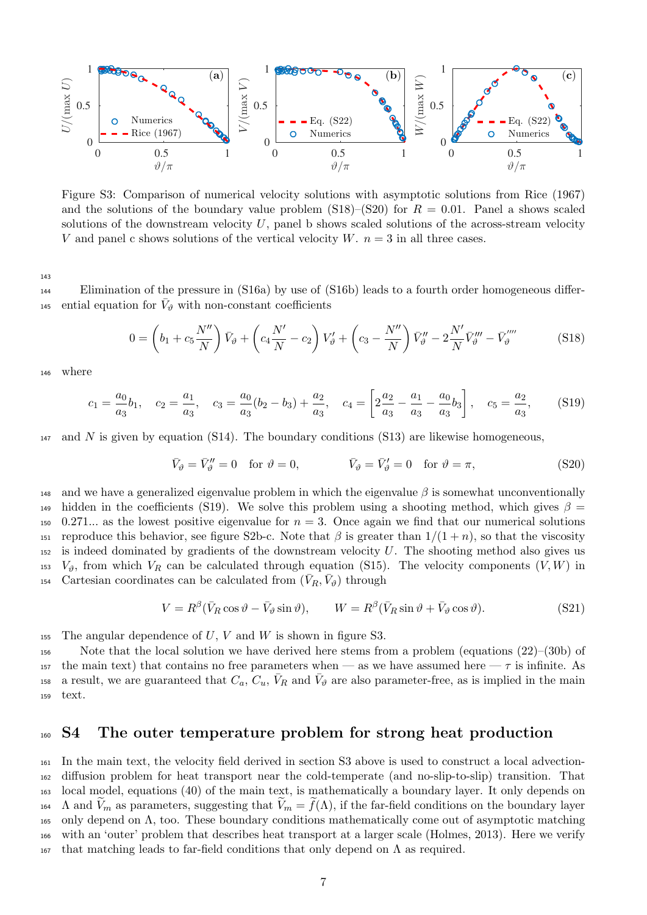Figure S3: Comparison of numerical velocity solutions with asymptotic solutions from Rice (1967) and the solutions of the boundary value problem (S18)–(S20) for $R = 0.01$. Panel a shows scaled solutions of the downstream velocity $U$, panel b shows scaled solutions of the across-stream velocity $V$ and panel c shows solutions of the vertical velocity $W$. $n = 3$ in all three cases.

Elimination of the pressure in (S16a) by use of (S16b) leads to a fourth order homogeneous differential equation for $\bar{V}_\vartheta$ with non-constant coefficients

$$0 = \left(b_1 + c_5 \frac{N''}{N}\right) \bar{V}_\vartheta + \left(c_4 \frac{N'}{N} - c_2\right) V_\vartheta' + \left(c_3 - \frac{N''}{N}\right) \bar{V}_\vartheta'' - 2\frac{N'}{N} \bar{V}_\vartheta''' - \bar{V}_\vartheta'''' \tag{S18}$$

where

$$c_1 = \frac{a_0}{a_3} b_1, \quad c_2 = \frac{a_1}{a_3}, \quad c_3 = \frac{a_0}{a_3}(b_2 - b_3) + \frac{a_2}{a_3}, \quad c_4 = \left[2\frac{a_2}{a_3} - \frac{a_1}{a_3} - \frac{a_0}{a_3} b_3\right], \quad c_5 = \frac{a_2}{a_3}, \tag{S19}$$

and $N$ is given by equation (S14). The boundary conditions (S13) are likewise homogeneous,

$$\bar{V}_\vartheta = \bar{V}_\vartheta'' = 0 \quad \text{for } \vartheta = 0, \qquad \bar{V}_\vartheta = \bar{V}_\vartheta' = 0 \quad \text{for } \vartheta = \pi, \tag{S20}$$

and we have a generalized eigenvalue problem in which the eigenvalue $\beta$ is somewhat unconventionally hidden in the coefficients (S19). We solve this problem using a shooting method, which gives $\beta = 0.271...$ as the lowest positive eigenvalue for $n = 3$. Once again we find that our numerical solutions reproduce this behavior, see figure S2b-c. Note that $\beta$ is greater than $1/(1+n)$, so that the viscosity is indeed dominated by gradients of the downstream velocity $U$. The shooting method also gives us $V_\vartheta$, from which $V_R$ can be calculated through equation (S15). The velocity components $(V, W)$ in Cartesian coordinates can be calculated from $(\bar{V}_R, \bar{V}_\vartheta)$ through

$$V = R^\beta(\bar{V}_R \cos\vartheta - \bar{V}_\vartheta \sin\vartheta), \qquad W = R^\beta(\bar{V}_R \sin\vartheta + \bar{V}_\vartheta \cos\vartheta). \tag{S21}$$

The angular dependence of $U$, $V$ and $W$ is shown in figure S3.

Note that the local solution we have derived here stems from a problem (equations (22)–(30b) of the main text) that contains no free parameters when — as we have assumed here — $\tau$ is infinite. As a result, we are guaranteed that $C_a$, $C_u$, $\bar{V}_R$ and $\bar{V}_\vartheta$ are also parameter-free, as is implied in the main text.

## S4 The outer temperature problem for strong heat production

In the main text, the velocity field derived in section S3 above is used to construct a local advection-diffusion problem for heat transport near the cold-temperate (and no-slip-to-slip) transition. That local model, equations (40) of the main text, is mathematically a boundary layer. It only depends on $\Lambda$ and $\widetilde{V}_m$ as parameters, suggesting that $\widetilde{V}_m = \widetilde{f}(\Lambda)$, if the far-field conditions on the boundary layer only depend on $\Lambda$, too. These boundary conditions mathematically come out of asymptotic matching with an 'outer' problem that describes heat transport at a larger scale (Holmes, 2013). Here we verify that matching leads to far-field conditions that only depend on $\Lambda$ as required.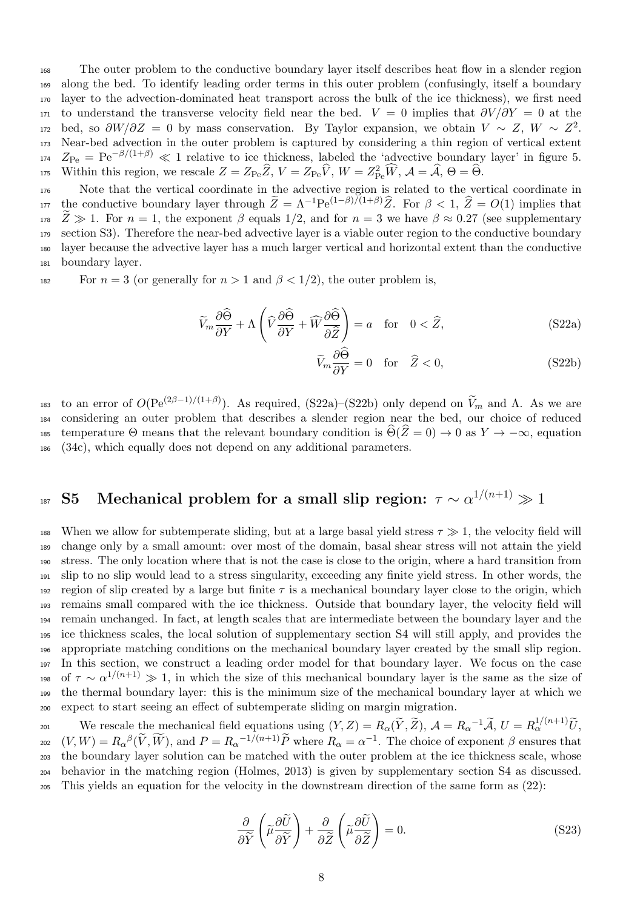The outer problem to the conductive boundary layer itself describes heat flow in a slender region along the bed. To identify leading order terms in this outer problem (confusingly, itself a boundary layer to the advection-dominated heat transport across the bulk of the ice thickness), we first need to understand the transverse velocity field near the bed. $V = 0$ implies that $\partial V/\partial Y = 0$ at the bed, so $\partial W/\partial Z = 0$ by mass conservation. By Taylor expansion, we obtain $V \sim Z$, $W \sim Z^2$. Near-bed advection in the outer problem is captured by considering a thin region of vertical extent $Z_{\mathrm{Pe}} = \mathrm{Pe}^{-\beta/(1+\beta)} \ll 1$ relative to ice thickness, labeled the 'advective boundary layer' in figure 5. Within this region, we rescale $Z = Z_{\mathrm{Pe}}\widehat{Z}$, $V = Z_{\mathrm{Pe}}\widehat{V}$, $W = Z_{\mathrm{Pe}}^2\widehat{W}$, $\mathcal{A} = \widehat{\mathcal{A}}$, $\Theta = \widehat{\Theta}$.

Note that the vertical coordinate in the advective region is related to the vertical coordinate in the conductive boundary layer through $\widetilde{Z} = \Lambda^{-1}\mathrm{Pe}^{(1-\beta)/(1+\beta)}\widehat{Z}$. For $\beta < 1$, $\widehat{Z} = O(1)$ implies that $\widetilde{Z} \gg 1$. For $n = 1$, the exponent $\beta$ equals $1/2$, and for $n = 3$ we have $\beta \approx 0.27$ (see supplementary section S3). Therefore the near-bed advective layer is a viable outer region to the conductive boundary layer because the advective layer has a much larger vertical and horizontal extent than the conductive boundary layer.

For $n = 3$ (or generally for $n > 1$ and $\beta < 1/2$), the outer problem is,

$$\widetilde{V}_m \frac{\partial \widehat{\Theta}}{\partial Y} + \Lambda\left(\widehat{V}\frac{\partial \widehat{\Theta}}{\partial Y} + \widehat{W}\frac{\partial \widehat{\Theta}}{\partial \widehat{Z}}\right) = a \quad \text{for} \quad 0 < \widehat{Z}, \tag{S22a}$$

$$\widetilde{V}_m \frac{\partial \widehat{\Theta}}{\partial Y} = 0 \quad \text{for} \quad \widehat{Z} < 0, \tag{S22b}$$

to an error of $O(\mathrm{Pe}^{(2\beta-1)/(1+\beta)})$. As required, (S22a)–(S22b) only depend on $\widetilde{V}_m$ and $\Lambda$. As we are considering an outer problem that describes a slender region near the bed, our choice of reduced temperature $\Theta$ means that the relevant boundary condition is $\widehat{\Theta}(\widehat{Z} = 0) \to 0$ as $Y \to -\infty$, equation (34c), which equally does not depend on any additional parameters.

# S5 Mechanical problem for a small slip region: $\tau \sim \alpha^{1/(n+1)} \gg 1$

When we allow for subtemperate sliding, but at a large basal yield stress $\tau \gg 1$, the velocity field will change only by a small amount: over most of the domain, basal shear stress will not attain the yield stress. The only location where that is not the case is close to the origin, where a hard transition from slip to no slip would lead to a stress singularity, exceeding any finite yield stress. In other words, the region of slip created by a large but finite $\tau$ is a mechanical boundary layer close to the origin, which remains small compared with the ice thickness. Outside that boundary layer, the velocity field will remain unchanged. In fact, at length scales that are intermediate between the boundary layer and the ice thickness scales, the local solution of supplementary section S4 will still apply, and provides the appropriate matching conditions on the mechanical boundary layer created by the small slip region. In this section, we construct a leading order model for that boundary layer. We focus on the case of $\tau \sim \alpha^{1/(n+1)} \gg 1$, in which the size of this mechanical boundary layer is the same as the size of the thermal boundary layer: this is the minimum size of the mechanical boundary layer at which we expect to start seeing an effect of subtemperate sliding on margin migration.

We rescale the mechanical field equations using $(Y, Z) = R_\alpha(\widetilde{Y}, \widetilde{Z})$, $\mathcal{A} = {R_\alpha}^{-1}\widetilde{\mathcal{A}}$, $U = R_\alpha^{1/(n+1)}\widetilde{U}$, $(V, W) = {R_\alpha}^{\beta}(\widetilde{V}, \widetilde{W})$, and $P = {R_\alpha}^{-1/(n+1)}\widetilde{P}$ where $R_\alpha = \alpha^{-1}$. The choice of exponent $\beta$ ensures that the boundary layer solution can be matched with the outer problem at the ice thickness scale, whose behavior in the matching region (Holmes, 2013) is given by supplementary section S4 as discussed. This yields an equation for the velocity in the downstream direction of the same form as (22):

$$\frac{\partial}{\partial \widetilde{Y}}\left(\widetilde{\mu}\frac{\partial \widetilde{U}}{\partial \widetilde{Y}}\right) + \frac{\partial}{\partial \widetilde{Z}}\left(\widetilde{\mu}\frac{\partial \widetilde{U}}{\partial \widetilde{Z}}\right) = 0. \tag{S23}$$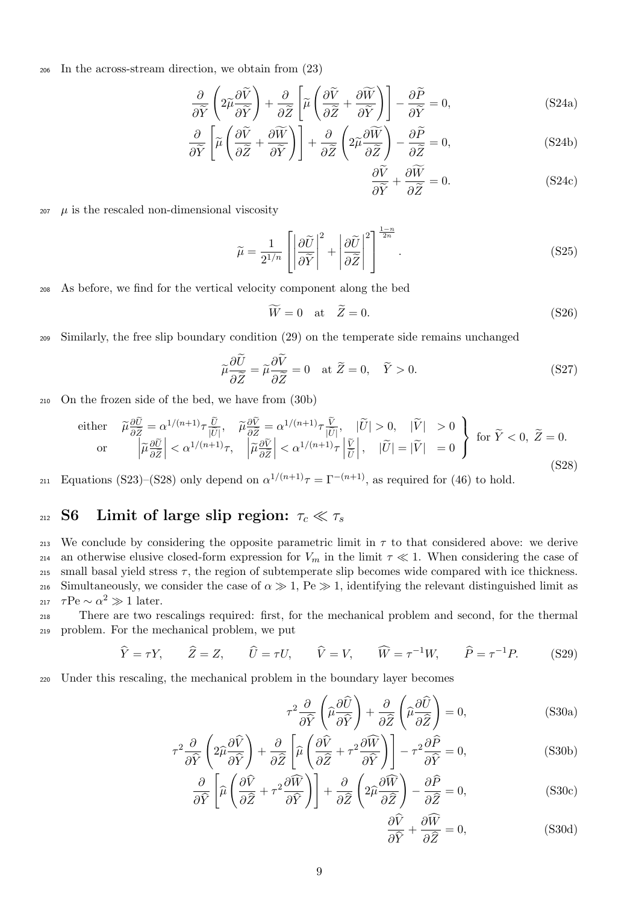In the across-stream direction, we obtain from (23)

$$\frac{\partial}{\partial \widetilde{Y}}\left(2\widetilde{\mu}\frac{\partial \widetilde{V}}{\partial \widetilde{Y}}\right) + \frac{\partial}{\partial \widetilde{Z}}\left[\widetilde{\mu}\left(\frac{\partial \widetilde{V}}{\partial \widetilde{Z}} + \frac{\partial \widetilde{W}}{\partial \widetilde{Y}}\right)\right] - \frac{\partial \widetilde{P}}{\partial \widetilde{Y}} = 0, \tag{S24a}$$

$$\frac{\partial}{\partial \widetilde{Y}}\left[\widetilde{\mu}\left(\frac{\partial \widetilde{V}}{\partial \widetilde{Z}} + \frac{\partial \widetilde{W}}{\partial \widetilde{Y}}\right)\right] + \frac{\partial}{\partial \widetilde{Z}}\left(2\widetilde{\mu}\frac{\partial \widetilde{W}}{\partial \widetilde{Z}}\right) - \frac{\partial \widetilde{P}}{\partial \widetilde{Z}} = 0, \tag{S24b}$$

$$\frac{\partial \widetilde{V}}{\partial \widetilde{Y}} + \frac{\partial \widetilde{W}}{\partial \widetilde{Z}} = 0. \tag{S24c}$$

$\mu$ is the rescaled non-dimensional viscosity

$$\widetilde{\mu} = \frac{1}{2^{1/n}}\left[\left|\frac{\partial \widetilde{U}}{\partial \widetilde{Y}}\right|^2 + \left|\frac{\partial \widetilde{U}}{\partial \widetilde{Z}}\right|^2\right]^{\frac{1-n}{2n}}. \tag{S25}$$

As before, we find for the vertical velocity component along the bed

$$\widetilde{W} = 0 \quad \text{at} \quad \widetilde{Z} = 0. \tag{S26}$$

Similarly, the free slip boundary condition (29) on the temperate side remains unchanged

$$\widetilde{\mu}\frac{\partial \widetilde{U}}{\partial \widetilde{Z}} = \widetilde{\mu}\frac{\partial \widetilde{V}}{\partial \widetilde{Z}} = 0 \quad \text{at } \widetilde{Z} = 0, \quad \widetilde{Y} > 0. \tag{S27}$$

On the frozen side of the bed, we have from (30b)

$$\left.\begin{array}{lllll} \text{either} & \widetilde{\mu}\frac{\partial \widetilde{U}}{\partial \widetilde{Z}} = \alpha^{1/(n+1)}\tau\frac{\widetilde{U}}{|\widetilde{U}|}, & \widetilde{\mu}\frac{\partial \widetilde{V}}{\partial \widetilde{Z}} = \alpha^{1/(n+1)}\tau\frac{\widetilde{V}}{|\widetilde{U}|}, & |\widetilde{U}| > 0, & |\widetilde{V}| > 0 \\ \text{or} & \left|\widetilde{\mu}\frac{\partial \widetilde{U}}{\partial \widetilde{Z}}\right| < \alpha^{1/(n+1)}\tau, & \left|\widetilde{\mu}\frac{\partial \widetilde{V}}{\partial \widetilde{Z}}\right| < \alpha^{1/(n+1)}\tau\left|\frac{\widetilde{V}}{\widetilde{U}}\right|, & |\widetilde{U}| = |\widetilde{V}| & = 0 \end{array}\right\} \text{ for } \widetilde{Y} < 0,\ \widetilde{Z} = 0. \tag{S28}$$

Equations (S23)–(S28) only depend on $\alpha^{1/(n+1)}\tau = \Gamma^{-(n+1)}$, as required for (46) to hold.

# S6 Limit of large slip region: $\tau_c \ll \tau_s$

We conclude by considering the opposite parametric limit in $\tau$ to that considered above: we derive an otherwise elusive closed-form expression for $V_m$ in the limit $\tau \ll 1$. When considering the case of small basal yield stress $\tau$, the region of subtemperate slip becomes wide compared with ice thickness. Simultaneously, we consider the case of $\alpha \gg 1$, $\mathrm{Pe} \gg 1$, identifying the relevant distinguished limit as $\tau\mathrm{Pe} \sim \alpha^2 \gg 1$ later.

There are two rescalings required: first, for the mechanical problem and second, for the thermal problem. For the mechanical problem, we put

$$\widehat{Y} = \tau Y, \qquad \widehat{Z} = Z, \qquad \widehat{U} = \tau U, \qquad \widehat{V} = V, \qquad \widehat{W} = \tau^{-1} W, \qquad \widehat{P} = \tau^{-1} P. \tag{S29}$$

Under this rescaling, the mechanical problem in the boundary layer becomes

$$\tau^2 \frac{\partial}{\partial \widehat{Y}}\left(\widehat{\mu}\frac{\partial \widehat{U}}{\partial \widehat{Y}}\right) + \frac{\partial}{\partial \widehat{Z}}\left(\widehat{\mu}\frac{\partial \widehat{U}}{\partial \widehat{Z}}\right) = 0, \tag{S30a}$$

$$\tau^2 \frac{\partial}{\partial \widehat{Y}}\left(2\widehat{\mu}\frac{\partial \widehat{V}}{\partial \widehat{Y}}\right) + \frac{\partial}{\partial \widehat{Z}}\left[\widehat{\mu}\left(\frac{\partial \widehat{V}}{\partial \widehat{Z}} + \tau^2\frac{\partial \widehat{W}}{\partial \widehat{Y}}\right)\right] - \tau^2\frac{\partial \widehat{P}}{\partial \widehat{Y}} = 0, \tag{S30b}$$

$$\frac{\partial}{\partial \widehat{Y}}\left[\widehat{\mu}\left(\frac{\partial \widehat{V}}{\partial \widehat{Z}} + \tau^2\frac{\partial \widehat{W}}{\partial \widehat{Y}}\right)\right] + \frac{\partial}{\partial \widehat{Z}}\left(2\widehat{\mu}\frac{\partial \widehat{W}}{\partial \widehat{Z}}\right) - \frac{\partial \widehat{P}}{\partial \widehat{Z}} = 0, \tag{S30c}$$

$$\frac{\partial \widehat{V}}{\partial \widehat{Y}} + \frac{\partial \widehat{W}}{\partial \widehat{Z}} = 0, \tag{S30d}$$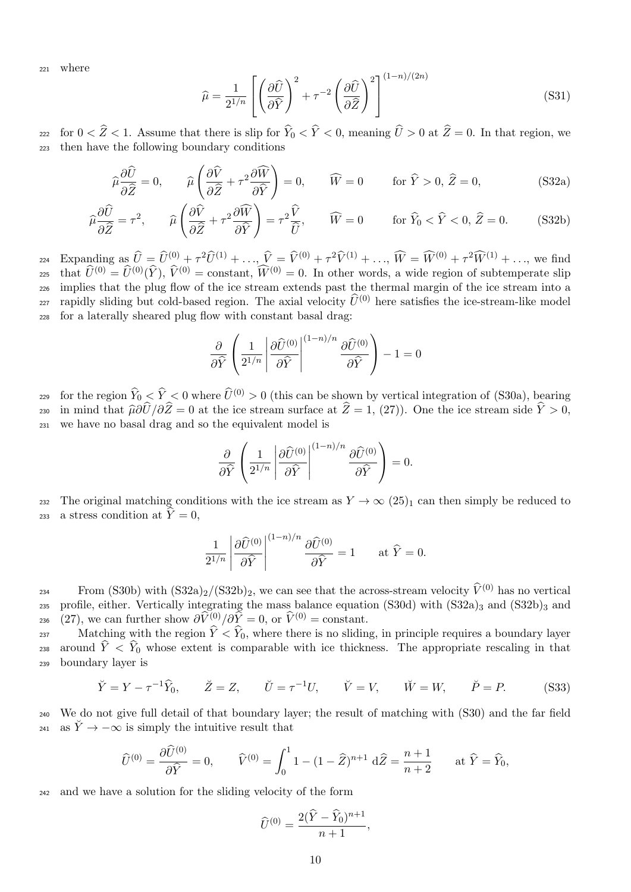where

$$\widehat{\mu} = \frac{1}{2^{1/n}} \left[ \left( \frac{\partial \widehat{U}}{\partial \widehat{Y}} \right)^2 + \tau^{-2} \left( \frac{\partial \widehat{U}}{\partial \widehat{Z}} \right)^2 \right]^{(1-n)/(2n)} \tag{S31}$$

for $0 < \widehat{Z} < 1$. Assume that there is slip for $\widehat{Y}_0 < \widehat{Y} < 0$, meaning $\widehat{U} > 0$ at $\widehat{Z} = 0$. In that region, we then have the following boundary conditions

$$\widehat{\mu}\frac{\partial \widehat{U}}{\partial \widehat{Z}} = 0, \qquad \widehat{\mu}\left( \frac{\partial \widehat{V}}{\partial \widehat{Z}} + \tau^2 \frac{\partial \widehat{W}}{\partial \widehat{Y}} \right) = 0, \qquad \widehat{W} = 0 \qquad \text{for } \widehat{Y} > 0,\ \widehat{Z} = 0, \tag{S32a}$$

$$\widehat{\mu}\frac{\partial \widehat{U}}{\partial \widehat{Z}} = \tau^2, \qquad \widehat{\mu}\left( \frac{\partial \widehat{V}}{\partial \widehat{Z}} + \tau^2 \frac{\partial \widehat{W}}{\partial \widehat{Y}} \right) = \tau^2 \frac{\widehat{V}}{\widehat{U}}, \qquad \widehat{W} = 0 \qquad \text{for } \widehat{Y}_0 < \widehat{Y} < 0,\ \widehat{Z} = 0. \tag{S32b}$$

Expanding as $\widehat{U} = \widehat{U}^{(0)} + \tau^2 \widehat{U}^{(1)} + \ldots$, $\widehat{V} = \widehat{V}^{(0)} + \tau^2 \widehat{V}^{(1)} + \ldots$, $\widehat{W} = \widehat{W}^{(0)} + \tau^2 \widehat{W}^{(1)} + \ldots$, we find that $\widehat{U}^{(0)} = \widehat{U}^{(0)}(\widehat{Y})$, $\widehat{V}^{(0)} = \text{constant}$, $\widehat{W}^{(0)} = 0$. In other words, a wide region of subtemperate slip implies that the plug flow of the ice stream extends past the thermal margin of the ice stream into a rapidly sliding but cold-based region. The axial velocity $\widehat{U}^{(0)}$ here satisfies the ice-stream-like model for a laterally sheared plug flow with constant basal drag:

$$\frac{\partial}{\partial \widehat{Y}} \left( \frac{1}{2^{1/n}} \left| \frac{\partial \widehat{U}^{(0)}}{\partial \widehat{Y}} \right|^{(1-n)/n} \frac{\partial \widehat{U}^{(0)}}{\partial \widehat{Y}} \right) - 1 = 0$$

for the region $\widehat{Y}_0 < \widehat{Y} < 0$ where $\widehat{U}^{(0)} > 0$ (this can be shown by vertical integration of (S30a), bearing in mind that $\widehat{\mu}\partial\widehat{U}/\partial\widehat{Z} = 0$ at the ice stream surface at $\widehat{Z} = 1$, (27)). One the ice stream side $\widehat{Y} > 0$, we have no basal drag and so the equivalent model is

$$\frac{\partial}{\partial \widehat{Y}} \left( \frac{1}{2^{1/n}} \left| \frac{\partial \widehat{U}^{(0)}}{\partial \widehat{Y}} \right|^{(1-n)/n} \frac{\partial \widehat{U}^{(0)}}{\partial \widehat{Y}} \right) = 0.$$

The original matching conditions with the ice stream as $Y \to \infty$ $(25)_1$ can then simply be reduced to a stress condition at $\widehat{Y} = 0$,

$$\frac{1}{2^{1/n}} \left| \frac{\partial \widehat{U}^{(0)}}{\partial \widehat{Y}} \right|^{(1-n)/n} \frac{\partial \widehat{U}^{(0)}}{\partial \widehat{Y}} = 1 \qquad \text{at } \widehat{Y} = 0.$$

From (S30b) with $(\text{S32a})_2/(\text{S32b})_2$, we can see that the across-stream velocity $\widehat{V}^{(0)}$ has no vertical profile, either. Vertically integrating the mass balance equation (S30d) with $(\text{S32a})_3$ and $(\text{S32b})_3$ and (27), we can further show $\partial\widehat{V}^{(0)}/\partial\widehat{Y} = 0$, or $\widehat{V}^{(0)} = \text{constant}$.

Matching with the region $\widehat{Y} < \widehat{Y}_0$, where there is no sliding, in principle requires a boundary layer around $\widehat{Y} < \widehat{Y}_0$ whose extent is comparable with ice thickness. The appropriate rescaling in that boundary layer is

$$\breve{Y} = Y - \tau^{-1}\widehat{Y}_0, \qquad \breve{Z} = Z, \qquad \breve{U} = \tau^{-1}U, \qquad \breve{V} = V, \qquad \breve{W} = W, \qquad \breve{P} = P. \tag{S33}$$

We do not give full detail of that boundary layer; the result of matching with (S30) and the far field as $\breve{Y} \to -\infty$ is simply the intuitive result that

$$\widehat{U}^{(0)} = \frac{\partial \widehat{U}^{(0)}}{\partial \widehat{Y}} = 0, \qquad \widehat{V}^{(0)} = \int_0^1 1 - (1 - \widehat{Z})^{n+1}\, \mathrm{d}\widehat{Z} = \frac{n+1}{n+2} \qquad \text{at } \widehat{Y} = \widehat{Y}_0,$$

and we have a solution for the sliding velocity of the form

$$\widehat{U}^{(0)} = \frac{2(\widehat{Y} - \widehat{Y}_0)^{n+1}}{n+1},$$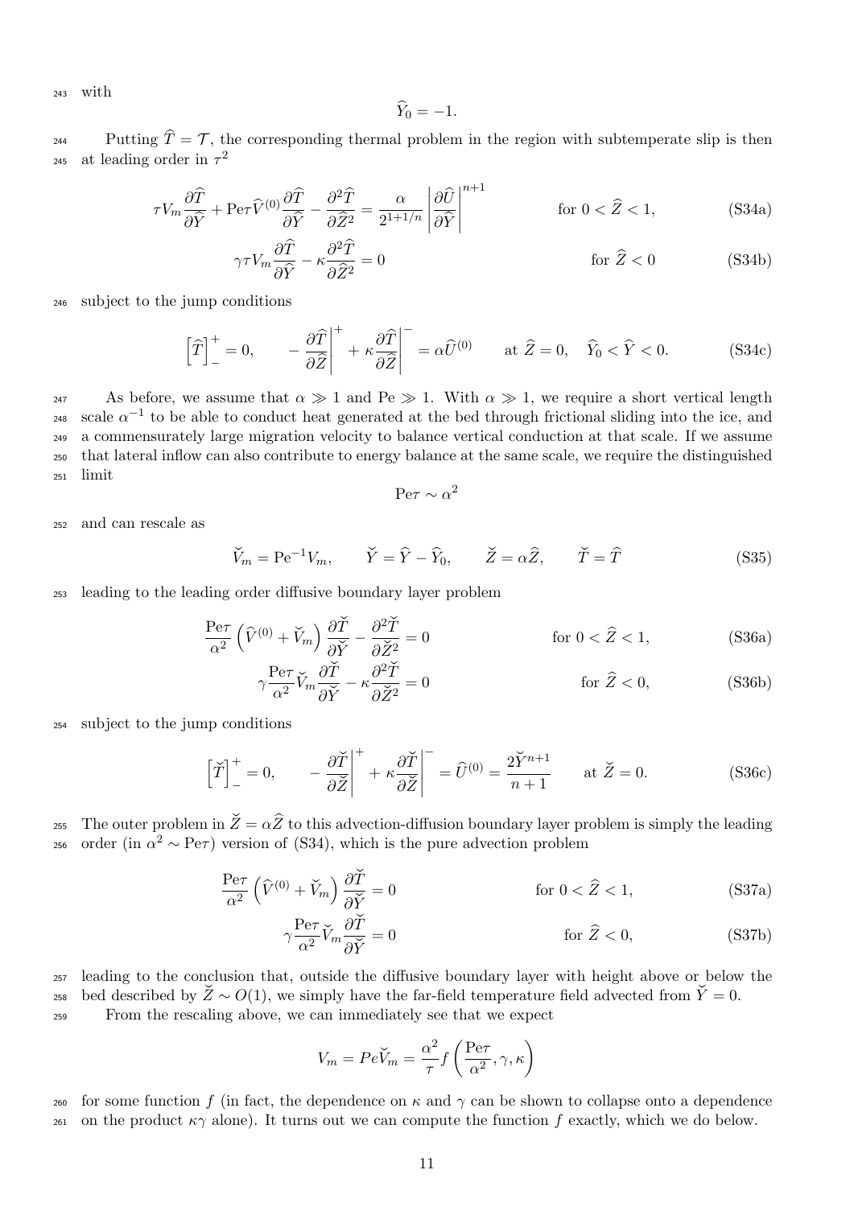with

$$\widehat{Y}_0 = -1.$$

Putting $\widehat{T} = \mathcal{T}$, the corresponding thermal problem in the region with subtemperate slip is then at leading order in $\tau^2$

$$\tau V_m \frac{\partial \widehat{T}}{\partial \widehat{Y}} + \mathrm{Pe}\tau \widehat{V}^{(0)} \frac{\partial \widehat{T}}{\partial \widehat{Y}} - \frac{\partial^2 \widehat{T}}{\partial \widehat{Z}^2} = \frac{\alpha}{2^{1+1/n}} \left| \frac{\partial \widehat{U}}{\partial \widehat{Y}} \right|^{n+1} \qquad \text{for } 0 < \widehat{Z} < 1, \tag{S34a}$$

$$\gamma \tau V_m \frac{\partial \widehat{T}}{\partial \widehat{Y}} - \kappa \frac{\partial^2 \widehat{T}}{\partial \widehat{Z}^2} = 0 \qquad \text{for } \widehat{Z} < 0 \tag{S34b}$$

subject to the jump conditions

$$\left[\widehat{T}\right]_-^+ = 0, \qquad -\left.\frac{\partial \widehat{T}}{\partial \widehat{Z}}\right|^+ + \kappa \left.\frac{\partial \widehat{T}}{\partial \widehat{Z}}\right|^- = \alpha \widehat{U}^{(0)} \qquad \text{at } \widehat{Z} = 0, \quad \widehat{Y}_0 < \widehat{Y} < 0. \tag{S34c}$$

As before, we assume that $\alpha \gg 1$ and $\mathrm{Pe} \gg 1$. With $\alpha \gg 1$, we require a short vertical length scale $\alpha^{-1}$ to be able to conduct heat generated at the bed through frictional sliding into the ice, and a commensurately large migration velocity to balance vertical conduction at that scale. If we assume that lateral inflow can also contribute to energy balance at the same scale, we require the distinguished limit

$$\mathrm{Pe}\tau \sim \alpha^2$$

and can rescale as

$$\breve{V}_m = \mathrm{Pe}^{-1} V_m, \qquad \breve{Y} = \widehat{Y} - \widehat{Y}_0, \qquad \breve{Z} = \alpha \widehat{Z}, \qquad \breve{T} = \widehat{T} \tag{S35}$$

leading to the leading order diffusive boundary layer problem

$$\frac{\mathrm{Pe}\tau}{\alpha^2} \left(\widehat{V}^{(0)} + \breve{V}_m\right) \frac{\partial \breve{T}}{\partial \breve{Y}} - \frac{\partial^2 \breve{T}}{\partial \breve{Z}^2} = 0 \qquad \text{for } 0 < \widehat{Z} < 1, \tag{S36a}$$

$$\gamma \frac{\mathrm{Pe}\tau}{\alpha^2} \breve{V}_m \frac{\partial \breve{T}}{\partial \breve{Y}} - \kappa \frac{\partial^2 \breve{T}}{\partial \breve{Z}^2} = 0 \qquad \text{for } \widehat{Z} < 0, \tag{S36b}$$

subject to the jump conditions

$$\left[\breve{T}\right]_-^+ = 0, \qquad -\left.\frac{\partial \breve{T}}{\partial \breve{Z}}\right|^+ + \kappa \left.\frac{\partial \breve{T}}{\partial \breve{Z}}\right|^- = \widehat{U}^{(0)} = \frac{2\breve{Y}^{n+1}}{n+1} \qquad \text{at } \breve{Z} = 0. \tag{S36c}$$

The outer problem in $\breve{Z} = \alpha \widehat{Z}$ to this advection-diffusion boundary layer problem is simply the leading order (in $\alpha^2 \sim \mathrm{Pe}\tau$) version of (S34), which is the pure advection problem

$$\frac{\mathrm{Pe}\tau}{\alpha^2} \left(\widehat{V}^{(0)} + \breve{V}_m\right) \frac{\partial \breve{T}}{\partial \breve{Y}} = 0 \qquad \text{for } 0 < \widehat{Z} < 1, \tag{S37a}$$

$$\gamma \frac{\mathrm{Pe}\tau}{\alpha^2} \breve{V}_m \frac{\partial \breve{T}}{\partial \breve{Y}} = 0 \qquad \text{for } \widehat{Z} < 0, \tag{S37b}$$

leading to the conclusion that, outside the diffusive boundary layer with height above or below the bed described by $\breve{Z} \sim O(1)$, we simply have the far-field temperature field advected from $\breve{Y} = 0$.

From the rescaling above, we can immediately see that we expect

$$V_m = Pe \breve{V}_m = \frac{\alpha^2}{\tau} f\left(\frac{\mathrm{Pe}\tau}{\alpha^2}, \gamma, \kappa\right)$$

for some function $f$ (in fact, the dependence on $\kappa$ and $\gamma$ can be shown to collapse onto a dependence on the product $\kappa\gamma$ alone). It turns out we can compute the function $f$ exactly, which we do below.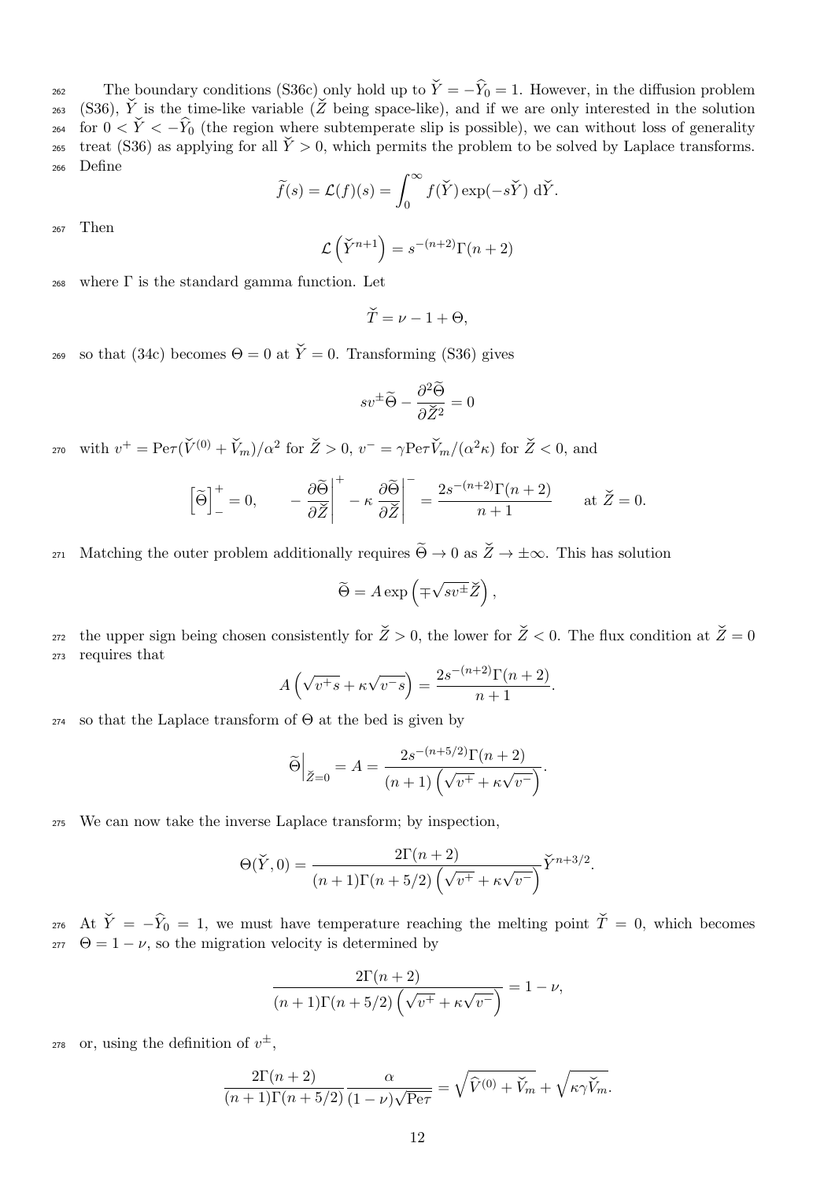The boundary conditions (S36c) only hold up to $\check{Y} = -\widehat{Y}_0 = 1$. However, in the diffusion problem (S36), $\check{Y}$ is the time-like variable ($\check{Z}$ being space-like), and if we are only interested in the solution for $0 < \check{Y} < -\widehat{Y}_0$ (the region where subtemperate slip is possible), we can without loss of generality treat (S36) as applying for all $\check{Y} > 0$, which permits the problem to be solved by Laplace transforms. Define

$$\widetilde{f}(s) = \mathcal{L}(f)(s) = \int_0^\infty f(\check{Y}) \exp(-s\check{Y})\, \mathrm{d}\check{Y}.$$

Then

$$\mathcal{L}\left(\check{Y}^{n+1}\right) = s^{-(n+2)}\Gamma(n+2)$$

where $\Gamma$ is the standard gamma function. Let

$$\check{T} = \nu - 1 + \Theta,$$

so that (34c) becomes $\Theta = 0$ at $\check{Y} = 0$. Transforming (S36) gives

$$sv^{\pm}\widetilde{\Theta} - \frac{\partial^2 \widetilde{\Theta}}{\partial \check{Z}^2} = 0$$

with $v^+ = \mathrm{Pe}\tau(\check{V}^{(0)} + \check{V}_m)/\alpha^2$ for $\check{Z} > 0$, $v^- = \gamma \mathrm{Pe}\tau \check{V}_m/(\alpha^2 \kappa)$ for $\check{Z} < 0$, and

$$\left[\widetilde{\Theta}\right]_-^+ = 0, \qquad -\left.\frac{\partial \widetilde{\Theta}}{\partial \check{Z}}\right|^+ - \kappa \left.\frac{\partial \widetilde{\Theta}}{\partial \check{Z}}\right|^- = \frac{2s^{-(n+2)}\Gamma(n+2)}{n+1} \qquad \text{at } \check{Z} = 0.$$

Matching the outer problem additionally requires $\widetilde{\Theta} \to 0$ as $\check{Z} \to \pm\infty$. This has solution

$$\widetilde{\Theta} = A \exp\left(\mp\sqrt{sv^{\pm}}\check{Z}\right),$$

the upper sign being chosen consistently for $\check{Z} > 0$, the lower for $\check{Z} < 0$. The flux condition at $\check{Z} = 0$ requires that

$$A\left(\sqrt{v^+ s} + \kappa\sqrt{v^- s}\right) = \frac{2s^{-(n+2)}\Gamma(n+2)}{n+1}.$$

so that the Laplace transform of $\Theta$ at the bed is given by

$$\left.\widetilde{\Theta}\right|_{\check{Z}=0} = A = \frac{2s^{-(n+5/2)}\Gamma(n+2)}{(n+1)\left(\sqrt{v^+} + \kappa\sqrt{v^-}\right)}.$$

We can now take the inverse Laplace transform; by inspection,

$$\Theta(\check{Y}, 0) = \frac{2\Gamma(n+2)}{(n+1)\Gamma(n+5/2)\left(\sqrt{v^+} + \kappa\sqrt{v^-}\right)}\check{Y}^{n+3/2}.$$

At $\check{Y} = -\widehat{Y}_0 = 1$, we must have temperature reaching the melting point $\check{T} = 0$, which becomes $\Theta = 1 - \nu$, so the migration velocity is determined by

$$\frac{2\Gamma(n+2)}{(n+1)\Gamma(n+5/2)\left(\sqrt{v^+} + \kappa\sqrt{v^-}\right)} = 1 - \nu,$$

or, using the definition of $v^{\pm}$,

$$\frac{2\Gamma(n+2)}{(n+1)\Gamma(n+5/2)} \frac{\alpha}{(1-\nu)\sqrt{\mathrm{Pe}\tau}} = \sqrt{\widehat{V}^{(0)} + \check{V}_m} + \sqrt{\kappa\gamma\check{V}_m}.$$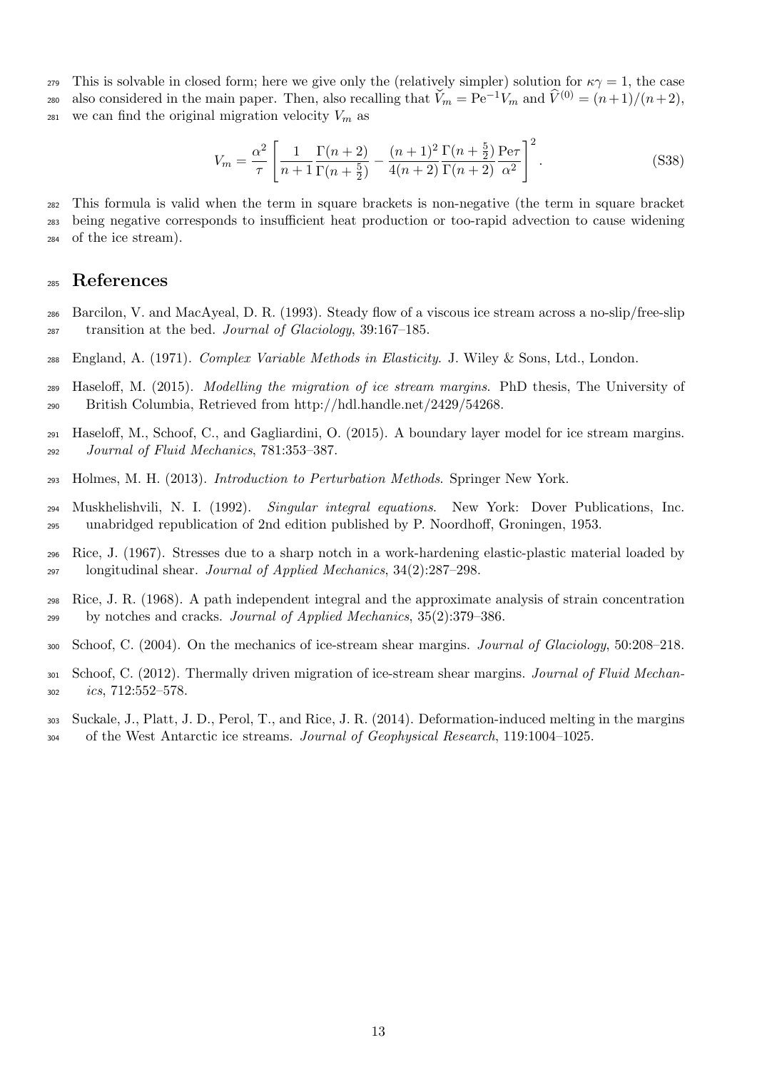This is solvable in closed form; here we give only the (relatively simpler) solution for $\kappa\gamma = 1$, the case also considered in the main paper. Then, also recalling that $\check{V}_m = \mathrm{Pe}^{-1} V_m$ and $\widehat{V}^{(0)} = (n+1)/(n+2)$, we can find the original migration velocity $V_m$ as

$$V_m = \frac{\alpha^2}{\tau} \left[ \frac{1}{n+1} \frac{\Gamma(n+2)}{\Gamma(n+\frac{5}{2})} - \frac{(n+1)^2}{4(n+2)} \frac{\Gamma(n+\frac{5}{2})}{\Gamma(n+2)} \frac{\mathrm{Pe}\tau}{\alpha^2} \right]^2 . \tag{S38}$$

This formula is valid when the term in square brackets is non-negative (the term in square bracket being negative corresponds to insufficient heat production or too-rapid advection to cause widening of the ice stream).

# References

Barcilon, V. and MacAyeal, D. R. (1993). Steady flow of a viscous ice stream across a no-slip/free-slip transition at the bed. *Journal of Glaciology*, 39:167–185.

England, A. (1971). *Complex Variable Methods in Elasticity*. J. Wiley & Sons, Ltd., London.

Haseloff, M. (2015). *Modelling the migration of ice stream margins*. PhD thesis, The University of British Columbia, Retrieved from http://hdl.handle.net/2429/54268.

Haseloff, M., Schoof, C., and Gagliardini, O. (2015). A boundary layer model for ice stream margins. *Journal of Fluid Mechanics*, 781:353–387.

Holmes, M. H. (2013). *Introduction to Perturbation Methods*. Springer New York.

Muskhelishvili, N. I. (1992). *Singular integral equations*. New York: Dover Publications, Inc. unabridged republication of 2nd edition published by P. Noordhoff, Groningen, 1953.

Rice, J. (1967). Stresses due to a sharp notch in a work-hardening elastic-plastic material loaded by longitudinal shear. *Journal of Applied Mechanics*, 34(2):287–298.

Rice, J. R. (1968). A path independent integral and the approximate analysis of strain concentration by notches and cracks. *Journal of Applied Mechanics*, 35(2):379–386.

Schoof, C. (2004). On the mechanics of ice-stream shear margins. *Journal of Glaciology*, 50:208–218.

Schoof, C. (2012). Thermally driven migration of ice-stream shear margins. *Journal of Fluid Mechanics*, 712:552–578.

Suckale, J., Platt, J. D., Perol, T., and Rice, J. R. (2014). Deformation-induced melting in the margins of the West Antarctic ice streams. *Journal of Geophysical Research*, 119:1004–1025.